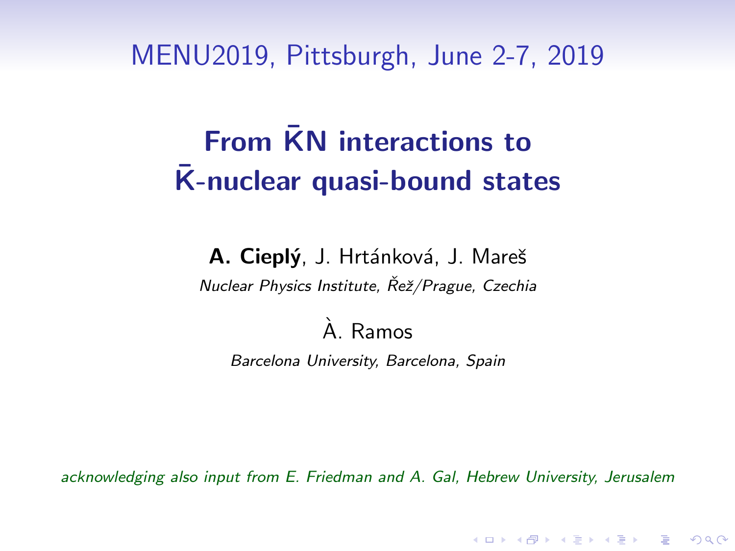MENU2019, Pittsburgh, June 2-7, 2019

# From $\bar{K}N$ interactions to $\bar{K}$-nuclear quasi-bound states

**A. Cieplý**, J. Hrtánková, J. Mareš

*Nuclear Physics Institute, Řež/Prague, Czechia*

À. Ramos

*Barcelona University, Barcelona, Spain*

*acknowledging also input from E. Friedman and A. Gal, Hebrew University, Jerusalem*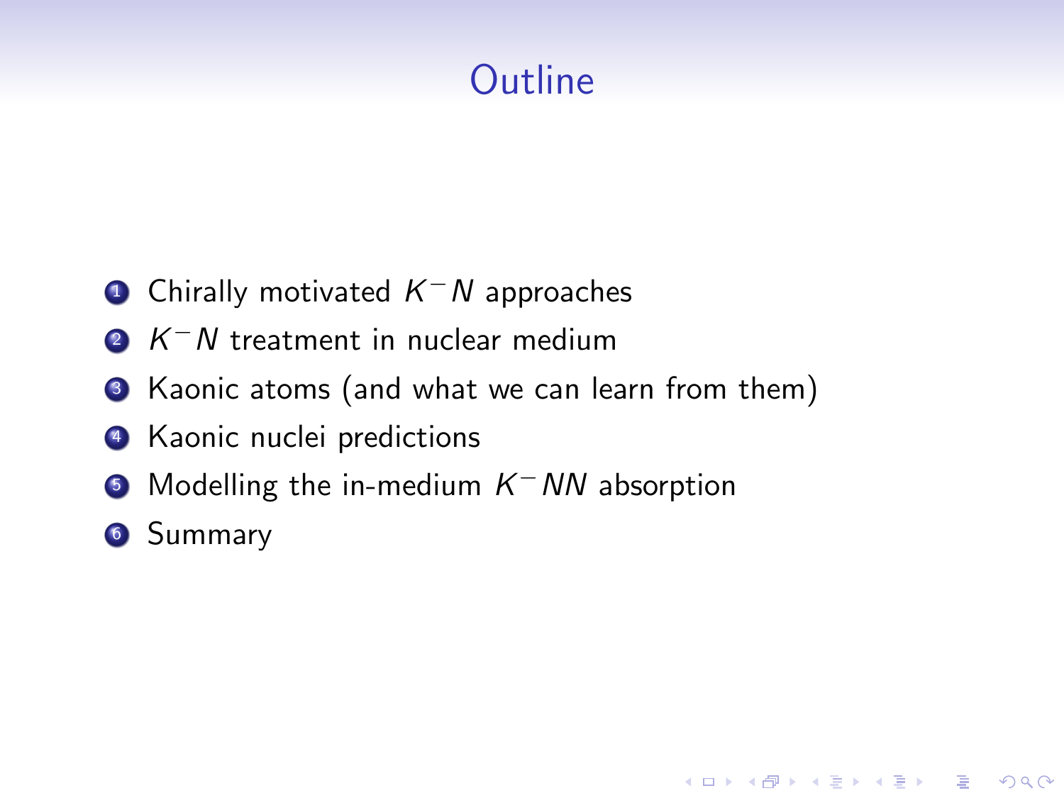# Outline

1. Chirally motivated $K^-N$ approaches
2. $K^-N$ treatment in nuclear medium
3. Kaonic atoms (and what we can learn from them)
4. Kaonic nuclei predictions
5. Modelling the in-medium $K^-NN$ absorption
6. Summary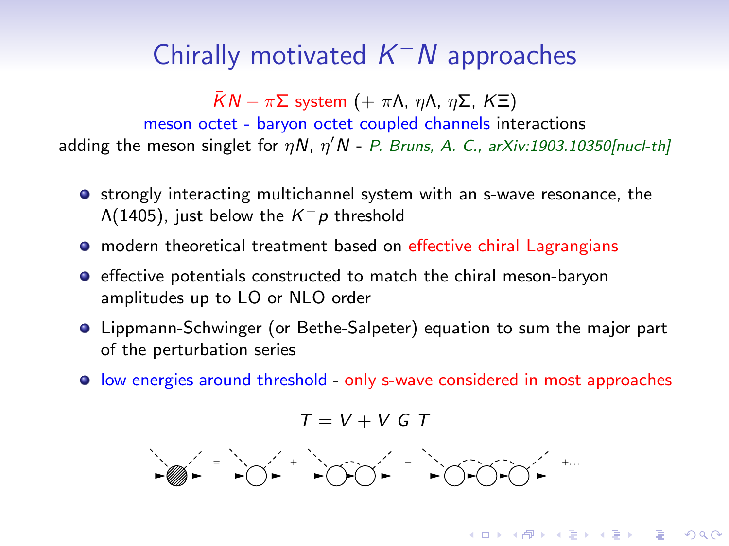# Chirally motivated $K^- N$ approaches

$\bar{K}N - \pi\Sigma$ system ($+ \pi\Lambda$, $\eta\Lambda$, $\eta\Sigma$, $K\Xi$)

meson octet - baryon octet coupled channels interactions

adding the meson singlet for $\eta N$, $\eta' N$ - *P. Bruns, A. C., arXiv:1903.10350[nucl-th]*

- strongly interacting multichannel system with an s-wave resonance, the $\Lambda(1405)$, just below the $K^- p$ threshold
- modern theoretical treatment based on effective chiral Lagrangians
- effective potentials constructed to match the chiral meson-baryon amplitudes up to LO or NLO order
- Lippmann-Schwinger (or Bethe-Salpeter) equation to sum the major part of the perturbation series
- low energies around threshold - only s-wave considered in most approaches

$$T = V + V\ G\ T$$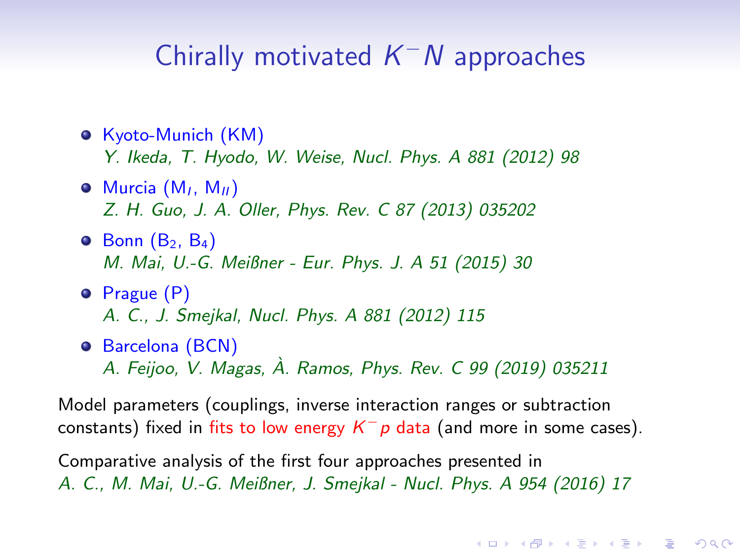# Chirally motivated $K^- N$ approaches

- Kyoto-Munich (KM)
  *Y. Ikeda, T. Hyodo, W. Weise, Nucl. Phys. A 881 (2012) 98*
- Murcia ($M_I$, $M_{II}$)
  *Z. H. Guo, J. A. Oller, Phys. Rev. C 87 (2013) 035202*
- Bonn ($B_2$, $B_4$)
  *M. Mai, U.-G. Meißner - Eur. Phys. J. A 51 (2015) 30*
- Prague (P)
  *A. C., J. Smejkal, Nucl. Phys. A 881 (2012) 115*
- Barcelona (BCN)
  *A. Feijoo, V. Magas, À. Ramos, Phys. Rev. C 99 (2019) 035211*

Model parameters (couplings, inverse interaction ranges or subtraction constants) fixed in fits to low energy $K^- p$ data (and more in some cases).

Comparative analysis of the first four approaches presented in
*A. C., M. Mai, U.-G. Meißner, J. Smejkal - Nucl. Phys. A 954 (2016) 17*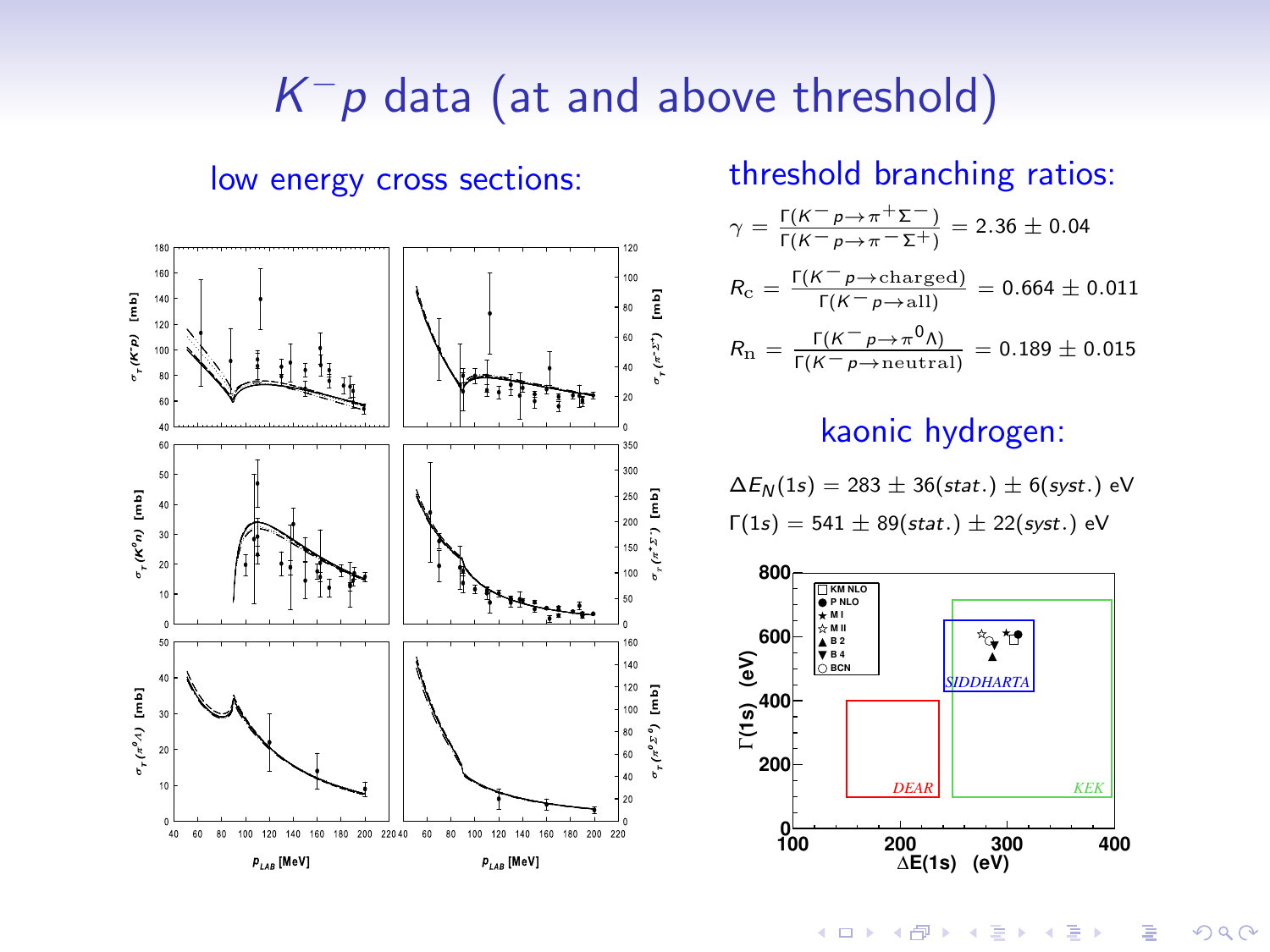# $K^- p$ data (at and above threshold)

## low energy cross sections:

## threshold branching ratios:

$$\gamma = \frac{\Gamma(K^- p \to \pi^+ \Sigma^-)}{\Gamma(K^- p \to \pi^- \Sigma^+)} = 2.36 \pm 0.04$$

$$R_c = \frac{\Gamma(K^- p \to \text{charged})}{\Gamma(K^- p \to \text{all})} = 0.664 \pm 0.011$$

$$R_n = \frac{\Gamma(K^- p \to \pi^0 \Lambda)}{\Gamma(K^- p \to \text{neutral})} = 0.189 \pm 0.015$$

## kaonic hydrogen:

$$\Delta E_N(1s) = 283 \pm 36(\mathit{stat.}) \pm 6(\mathit{syst.}) \text{ eV}$$

$$\Gamma(1s) = 541 \pm 89(\mathit{stat.}) \pm 22(\mathit{syst.}) \text{ eV}$$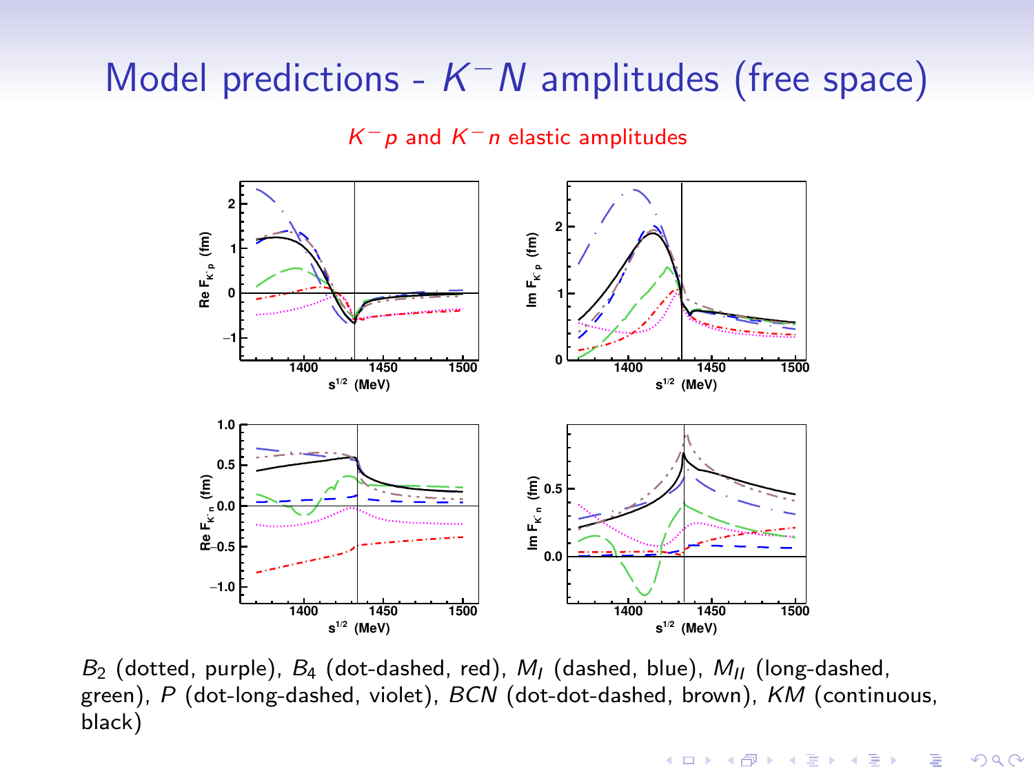# Model predictions - $K^- N$ amplitudes (free space)

$K^- p$ and $K^- n$ elastic amplitudes

$B_2$ (dotted, purple), $B_4$ (dot-dashed, red), $M_I$ (dashed, blue), $M_{II}$ (long-dashed, green), $P$ (dot-long-dashed, violet), $BCN$ (dot-dot-dashed, brown), $KM$ (continuous, black)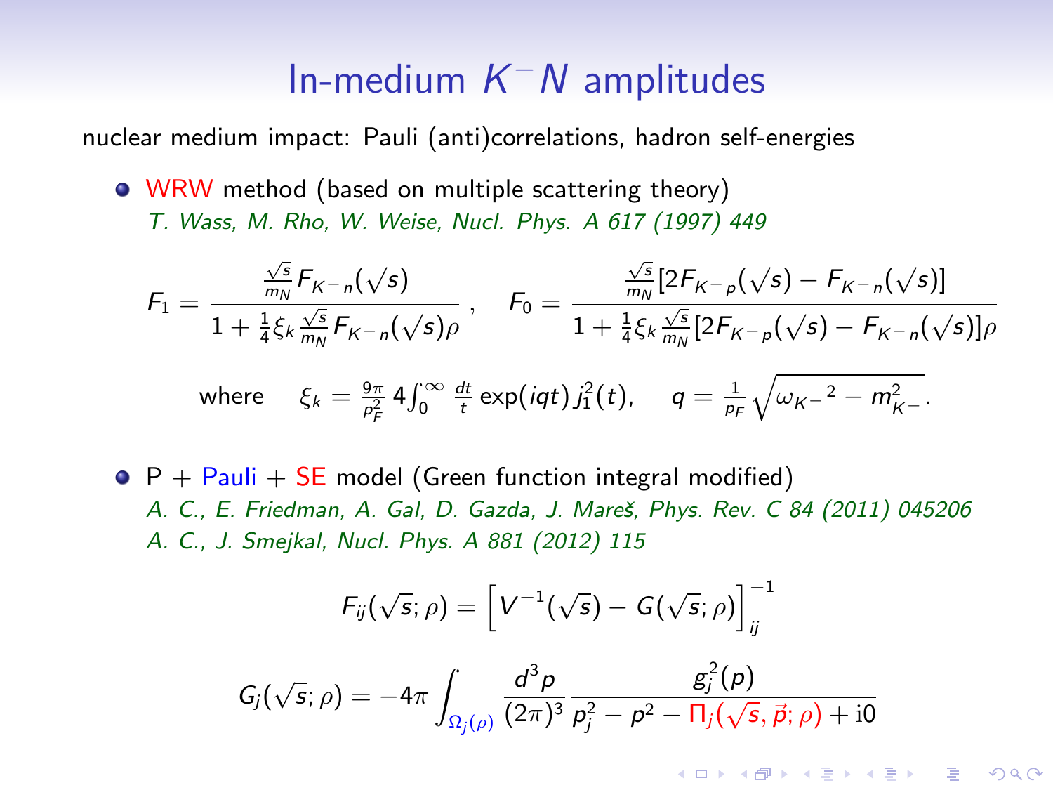# In-medium $K^- N$ amplitudes

nuclear medium impact: Pauli (anti)correlations, hadron self-energies

- WRW method (based on multiple scattering theory)
  *T. Wass, M. Rho, W. Weise, Nucl. Phys. A 617 (1997) 449*

$$F_1 = \frac{\frac{\sqrt{s}}{m_N} F_{K^- n}(\sqrt{s})}{1 + \frac{1}{4}\xi_k \frac{\sqrt{s}}{m_N} F_{K^- n}(\sqrt{s})\rho}, \quad F_0 = \frac{\frac{\sqrt{s}}{m_N}[2F_{K^- p}(\sqrt{s}) - F_{K^- n}(\sqrt{s})]}{1 + \frac{1}{4}\xi_k \frac{\sqrt{s}}{m_N}[2F_{K^- p}(\sqrt{s}) - F_{K^- n}(\sqrt{s})]\rho}$$

where $\quad \xi_k = \frac{9\pi}{p_F^2}\, 4\int_0^\infty \frac{dt}{t} \exp(iqt)\, j_1^2(t), \quad q = \frac{1}{p_F}\sqrt{{\omega_{K^-}}^2 - m_{K^-}^2}.$

- P + Pauli + SE model (Green function integral modified)
  *A. C., E. Friedman, A. Gal, D. Gazda, J. Mareš, Phys. Rev. C 84 (2011) 045206*
  *A. C., J. Smejkal, Nucl. Phys. A 881 (2012) 115*

$$F_{ij}(\sqrt{s};\rho) = \left[ V^{-1}(\sqrt{s}) - G(\sqrt{s};\rho) \right]^{-1}_{ij}$$

$$G_j(\sqrt{s};\rho) = -4\pi \int_{\Omega_j(\rho)} \frac{d^3p}{(2\pi)^3} \frac{g_j^2(p)}{p_j^2 - p^2 - \Pi_j(\sqrt{s}, \vec{p};\rho) + \mathrm{i}0}$$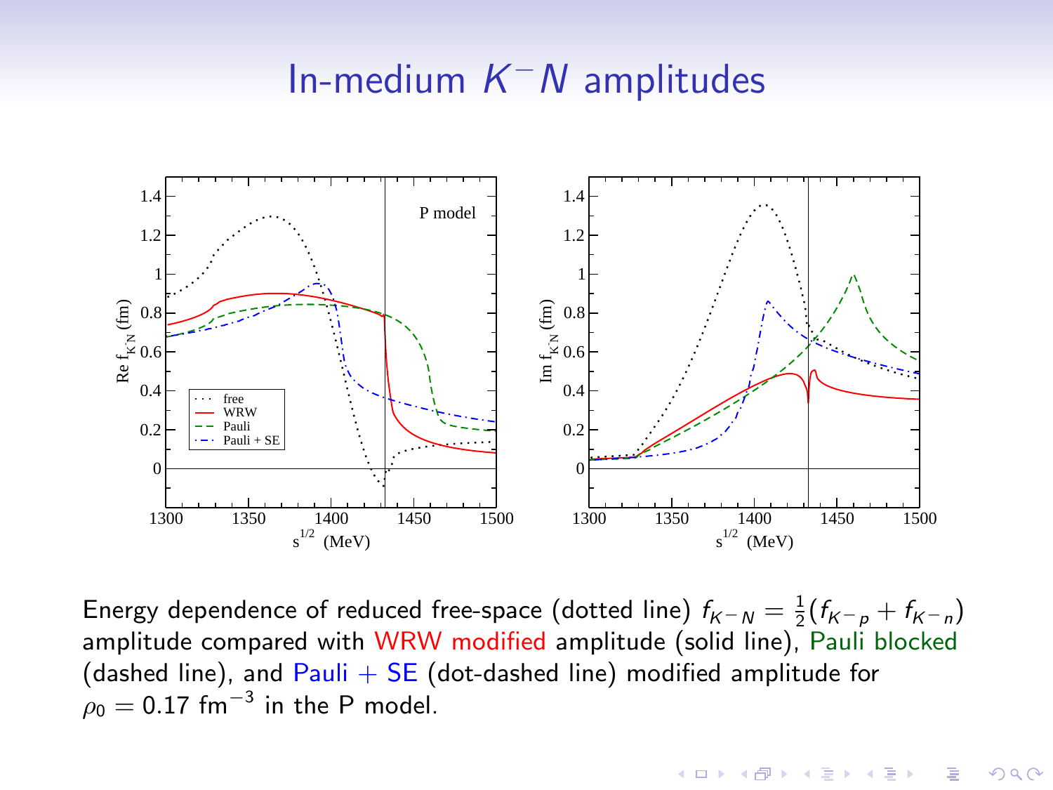# In-medium $K^-N$ amplitudes

Energy dependence of reduced free-space (dotted line) $f_{K^-N} = \frac{1}{2}(f_{K^-p} + f_{K^-n})$ amplitude compared with WRW modified amplitude (solid line), Pauli blocked (dashed line), and Pauli + SE (dot-dashed line) modified amplitude for $\rho_0 = 0.17\ \mathrm{fm}^{-3}$ in the P model.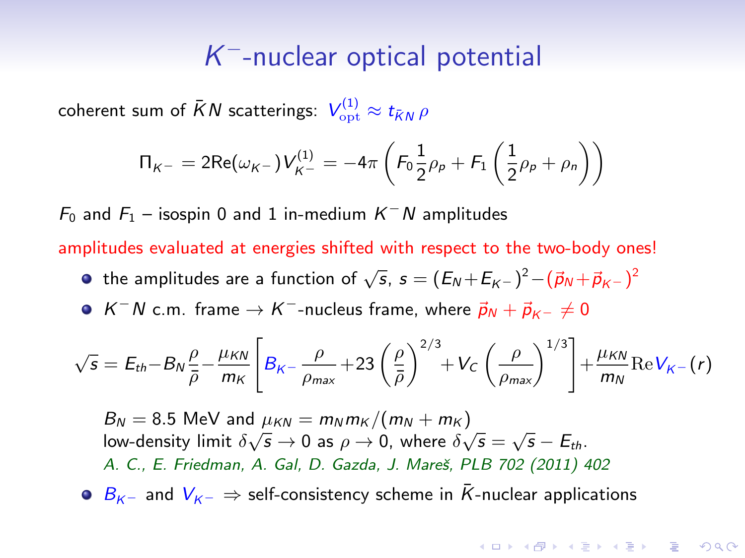# $K^-$-nuclear optical potential

coherent sum of $\bar{K}N$ scatterings: $V^{(1)}_{\rm opt} \approx t_{\bar{K}N}\,\rho$

$$\Pi_{K^-} = 2\mathrm{Re}(\omega_{K^-})V^{(1)}_{K^-} = -4\pi\left(F_0\frac{1}{2}\rho_p + F_1\left(\frac{1}{2}\rho_p + \rho_n\right)\right)$$

$F_0$ and $F_1$ – isospin 0 and 1 in-medium $K^-N$ amplitudes

amplitudes evaluated at energies shifted with respect to the two-body ones!

- the amplitudes are a function of $\sqrt{s}$, $s = (E_N + E_{K^-})^2 - (\vec{p}_N + \vec{p}_{K^-})^2$
- $K^-N$ c.m. frame $\rightarrow$ $K^-$-nucleus frame, where $\vec{p}_N + \vec{p}_{K^-} \neq 0$

$$\sqrt{s} = E_{th} - B_N\frac{\rho}{\bar{\rho}} - \frac{\mu_{KN}}{m_K}\left[B_{K^-}\frac{\rho}{\rho_{max}} + 23\left(\frac{\rho}{\bar{\rho}}\right)^{2/3} + V_C\left(\frac{\rho}{\rho_{max}}\right)^{1/3}\right] + \frac{\mu_{KN}}{m_N}\mathrm{Re}V_{K^-}(r)$$

$B_N = 8.5$ MeV and $\mu_{KN} = m_N m_K/(m_N + m_K)$
low-density limit $\delta\sqrt{s} \rightarrow 0$ as $\rho \rightarrow 0$, where $\delta\sqrt{s} = \sqrt{s} - E_{th}$.
*A. C., E. Friedman, A. Gal, D. Gazda, J. Mareš, PLB 702 (2011) 402*

- $B_{K^-}$ and $V_{K^-}$ $\Rightarrow$ self-consistency scheme in $\bar{K}$-nuclear applications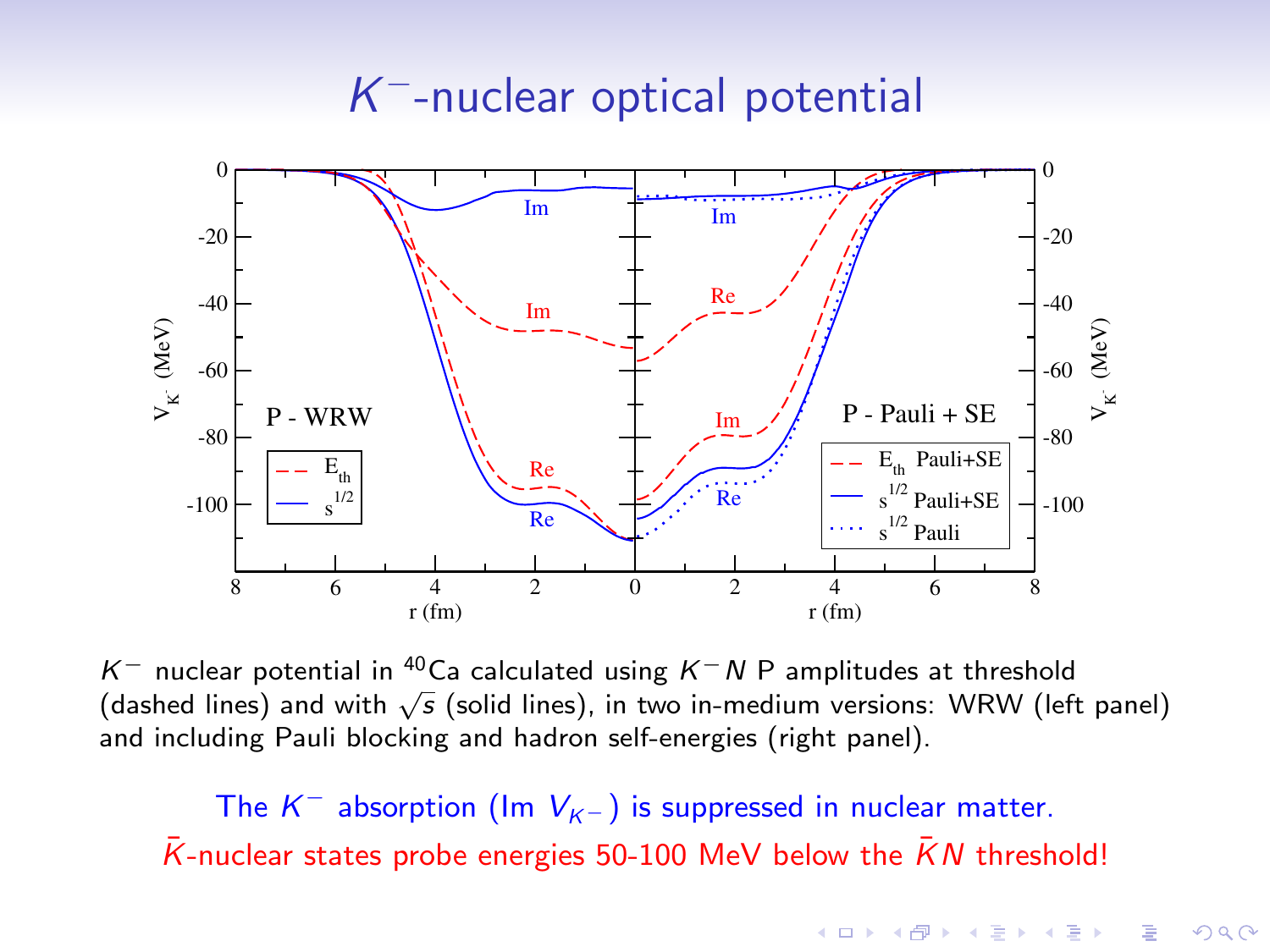# $K^-$-nuclear optical potential

$K^-$ nuclear potential in $^{40}$Ca calculated using $K^-N$ P amplitudes at threshold (dashed lines) and with $\sqrt{s}$ (solid lines), in two in-medium versions: WRW (left panel) and including Pauli blocking and hadron self-energies (right panel).

The $K^-$ absorption (Im $V_{K^-}$) is suppressed in nuclear matter.

$\bar{K}$-nuclear states probe energies 50-100 MeV below the $\bar{K}N$ threshold!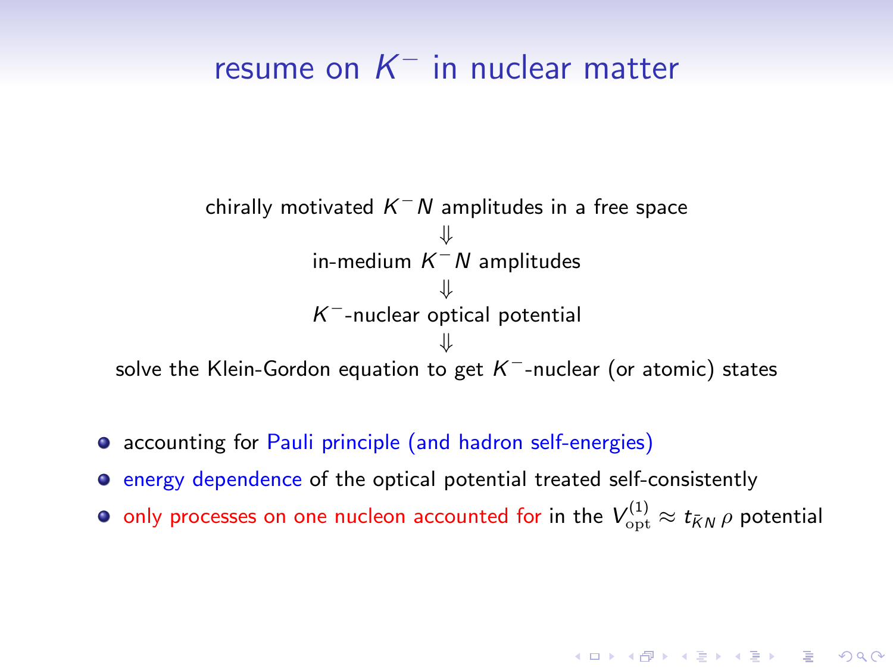# resume on $K^-$ in nuclear matter

chirally motivated $K^- N$ amplitudes in a free space

$\Downarrow$

in-medium $K^- N$ amplitudes

$\Downarrow$

$K^-$-nuclear optical potential

$\Downarrow$

solve the Klein-Gordon equation to get $K^-$-nuclear (or atomic) states

- accounting for Pauli principle (and hadron self-energies)
- energy dependence of the optical potential treated self-consistently
- only processes on one nucleon accounted for in the $V_{\mathrm{opt}}^{(1)} \approx t_{\bar{K}N}\,\rho$ potential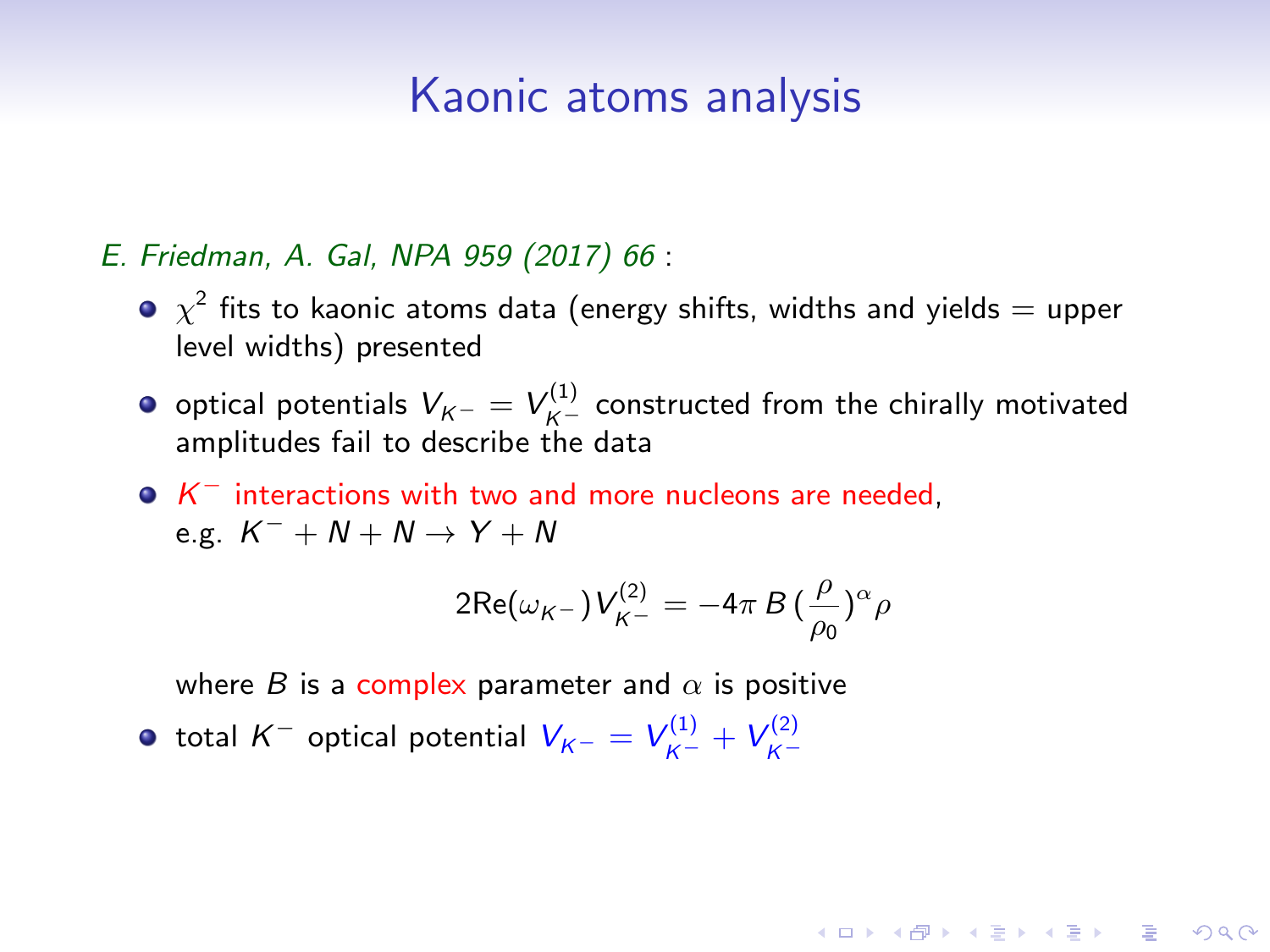# Kaonic atoms analysis

*E. Friedman, A. Gal, NPA 959 (2017) 66* :

- $\chi^2$ fits to kaonic atoms data (energy shifts, widths and yields = upper level widths) presented
- optical potentials $V_{K^-} = V_{K^-}^{(1)}$ constructed from the chirally motivated amplitudes fail to describe the data
- $K^-$ interactions with two and more nucleons are needed, e.g. $K^- + N + N \rightarrow Y + N$

  $$2\mathrm{Re}(\omega_{K^-}) V_{K^-}^{(2)} = -4\pi \, B \, (\frac{\rho}{\rho_0})^\alpha \rho$$

  where $B$ is a complex parameter and $\alpha$ is positive
- total $K^-$ optical potential $V_{K^-} = V_{K^-}^{(1)} + V_{K^-}^{(2)}$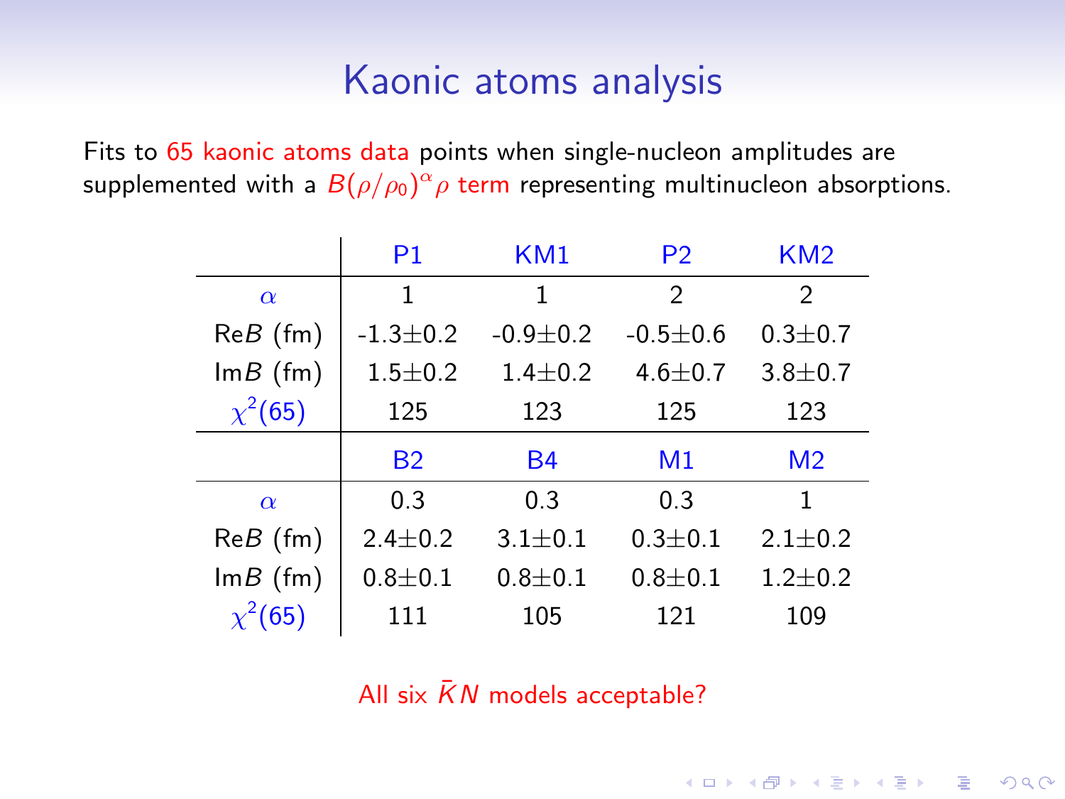# Kaonic atoms analysis

Fits to 65 kaonic atoms data points when single-nucleon amplitudes are supplemented with a $B(\rho/\rho_0)^\alpha\rho$ term representing multinucleon absorptions.

| | P1 | KM1 | P2 | KM2 |
|---|---|---|---|---|
| $\alpha$ | 1 | 1 | 2 | 2 |
| Re$B$ (fm) | -1.3±0.2 | -0.9±0.2 | -0.5±0.6 | 0.3±0.7 |
| Im$B$ (fm) | 1.5±0.2 | 1.4±0.2 | 4.6±0.7 | 3.8±0.7 |
| $\chi^2$(65) | 125 | 123 | 125 | 123 |
| | **B2** | **B4** | **M1** | **M2** |
| $\alpha$ | 0.3 | 0.3 | 0.3 | 1 |
| Re$B$ (fm) | 2.4±0.2 | 3.1±0.1 | 0.3±0.1 | 2.1±0.2 |
| Im$B$ (fm) | 0.8±0.1 | 0.8±0.1 | 0.8±0.1 | 1.2±0.2 |
| $\chi^2$(65) | 111 | 105 | 121 | 109 |

All six $\bar{K}N$ models acceptable?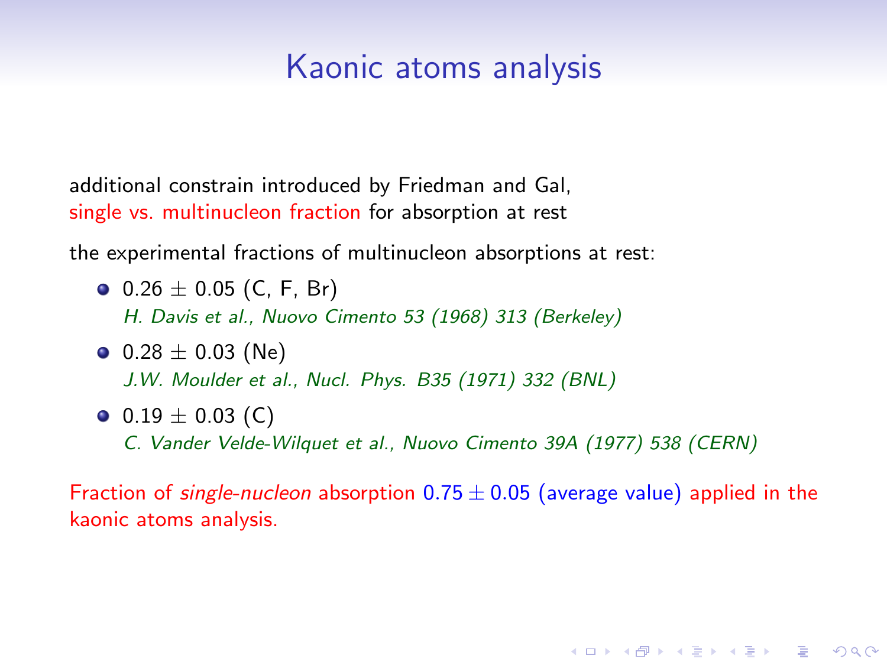# Kaonic atoms analysis

additional constrain introduced by Friedman and Gal,
single vs. multinucleon fraction for absorption at rest

the experimental fractions of multinucleon absorptions at rest:

- $0.26 \pm 0.05$ (C, F, Br)
  *H. Davis et al., Nuovo Cimento 53 (1968) 313 (Berkeley)*
- $0.28 \pm 0.03$ (Ne)
  *J.W. Moulder et al., Nucl. Phys. B35 (1971) 332 (BNL)*
- $0.19 \pm 0.03$ (C)
  *C. Vander Velde-Wilquet et al., Nuovo Cimento 39A (1977) 538 (CERN)*

Fraction of *single-nucleon* absorption $0.75 \pm 0.05$ (average value) applied in the kaonic atoms analysis.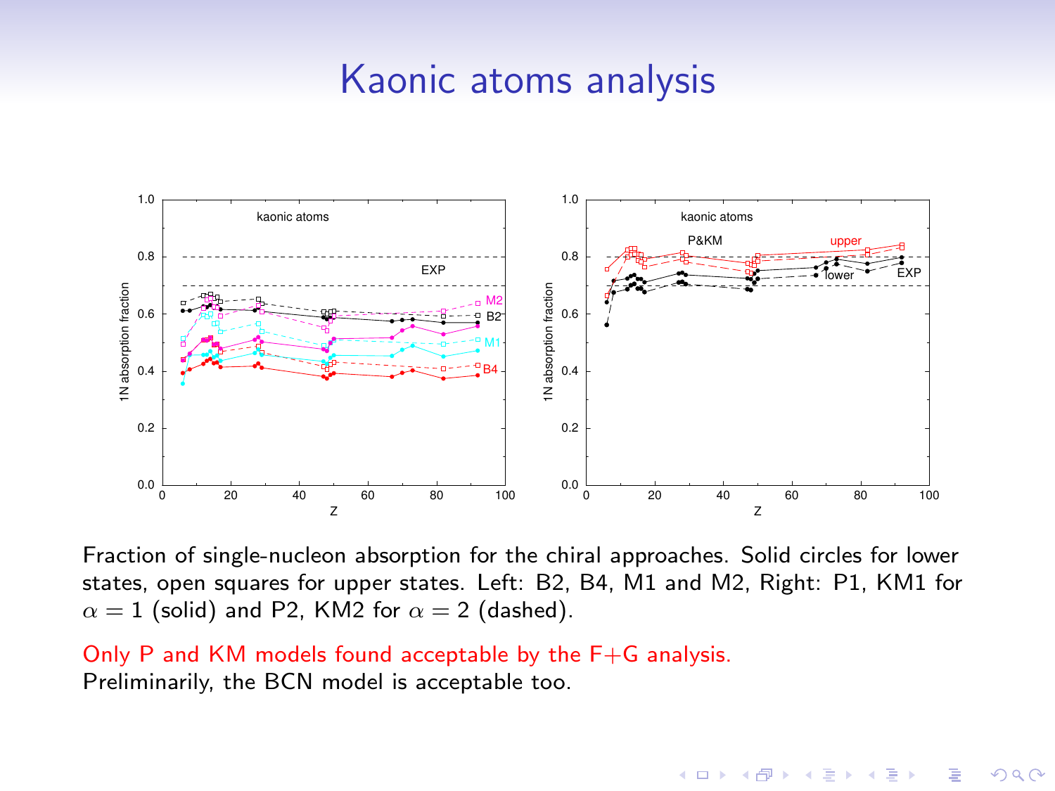# Kaonic atoms analysis

Fraction of single-nucleon absorption for the chiral approaches. Solid circles for lower states, open squares for upper states. Left: B2, B4, M1 and M2, Right: P1, KM1 for $\alpha = 1$ (solid) and P2, KM2 for $\alpha = 2$ (dashed).

Only P and KM models found acceptable by the F+G analysis.
Preliminarily, the BCN model is acceptable too.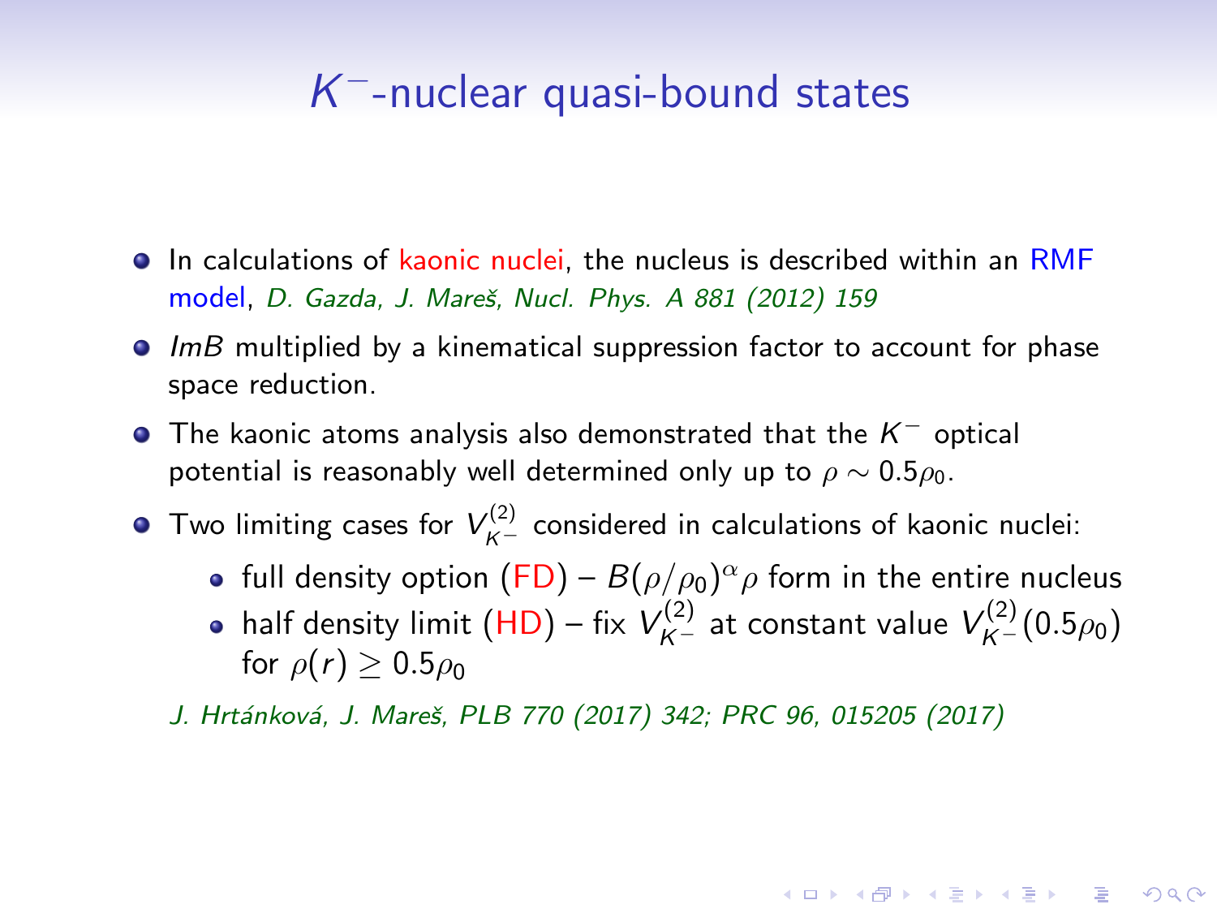# $K^-$-nuclear quasi-bound states

- In calculations of kaonic nuclei, the nucleus is described within an RMF model, *D. Gazda, J. Mareš, Nucl. Phys. A 881 (2012) 159*
- *ImB* multiplied by a kinematical suppression factor to account for phase space reduction.
- The kaonic atoms analysis also demonstrated that the $K^-$ optical potential is reasonably well determined only up to $\rho \sim 0.5\rho_0$.
- Two limiting cases for $V^{(2)}_{K^-}$ considered in calculations of kaonic nuclei:
  - full density option (FD) – $B(\rho/\rho_0)^\alpha \rho$ form in the entire nucleus
  - half density limit (HD) – fix $V^{(2)}_{K^-}$ at constant value $V^{(2)}_{K^-}(0.5\rho_0)$ for $\rho(r) \geq 0.5\rho_0$

  *J. Hrtánková, J. Mareš, PLB 770 (2017) 342; PRC 96, 015205 (2017)*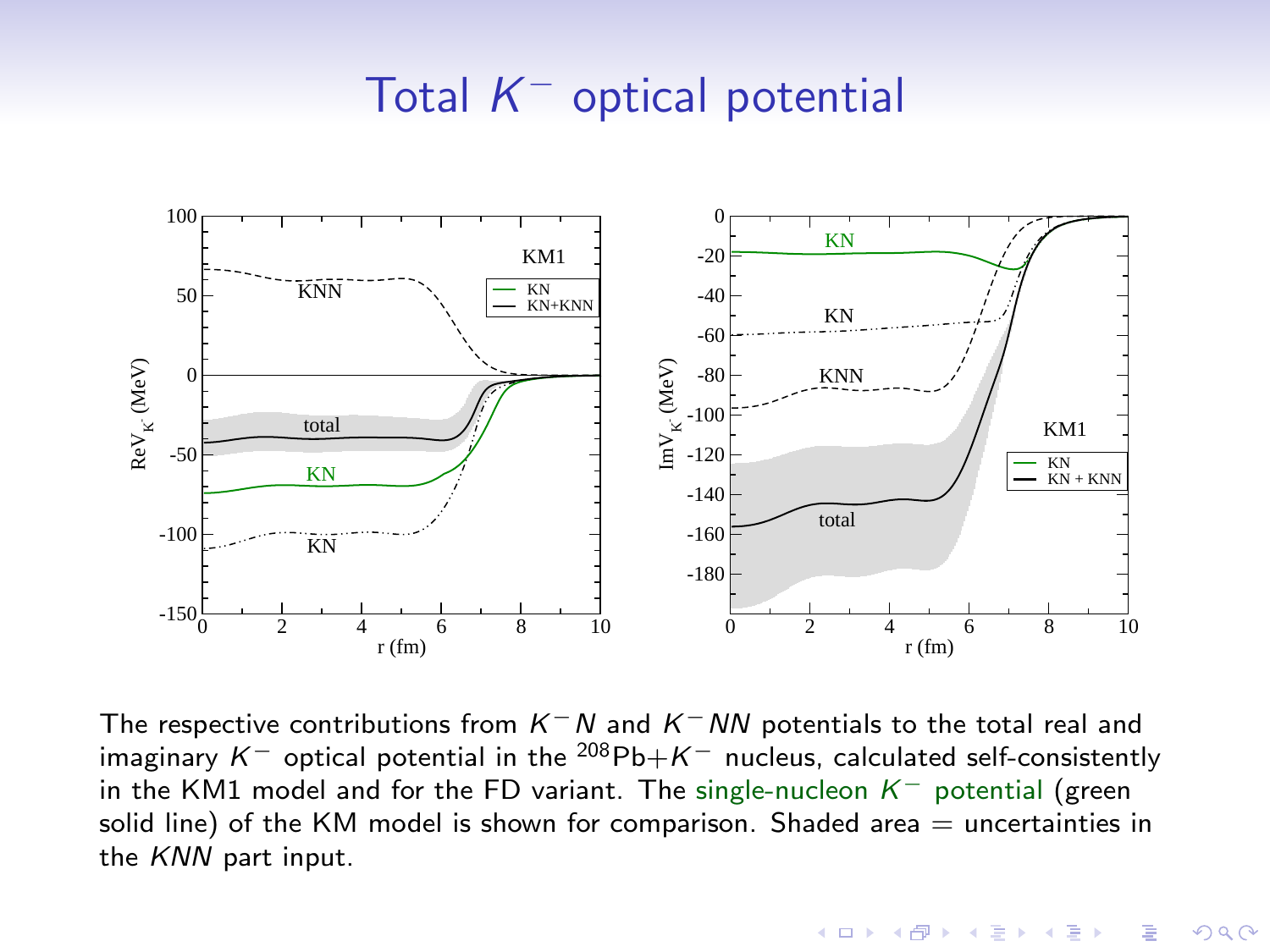# Total $K^-$ optical potential

The respective contributions from $K^-N$ and $K^-NN$ potentials to the total real and imaginary $K^-$ optical potential in the $^{208}$Pb+$K^-$ nucleus, calculated self-consistently in the KM1 model and for the FD variant. The single-nucleon $K^-$ potential (green solid line) of the KM model is shown for comparison. Shaded area = uncertainties in the $KNN$ part input.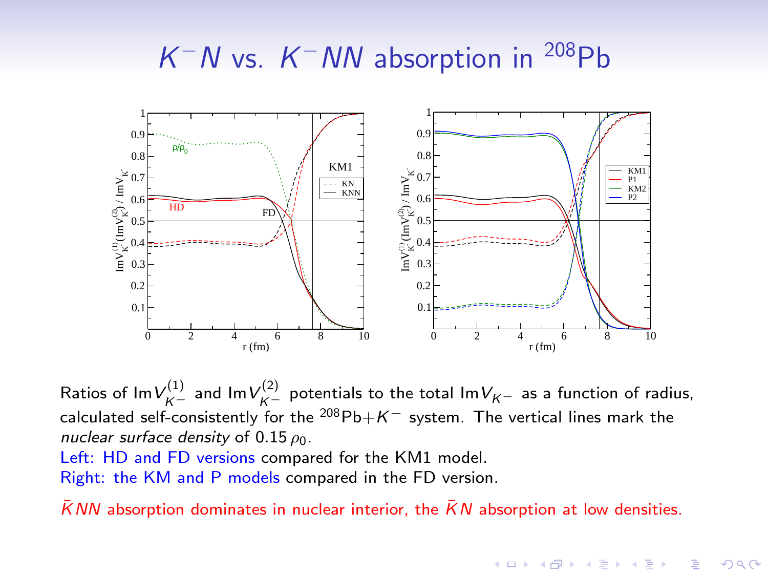# $K^- N$ vs. $K^- NN$ absorption in $^{208}$Pb

Ratios of $\text{Im}V^{(1)}_{K^-}$ and $\text{Im}V^{(2)}_{K^-}$ potentials to the total $\text{Im}V_{K^-}$ as a function of radius, calculated self-consistently for the $^{208}$Pb$+K^-$ system. The vertical lines mark the *nuclear surface density* of $0.15\,\rho_0$.

Left: HD and FD versions compared for the KM1 model.

Right: the KM and P models compared in the FD version.

$\bar{K}NN$ absorption dominates in nuclear interior, the $\bar{K}N$ absorption at low densities.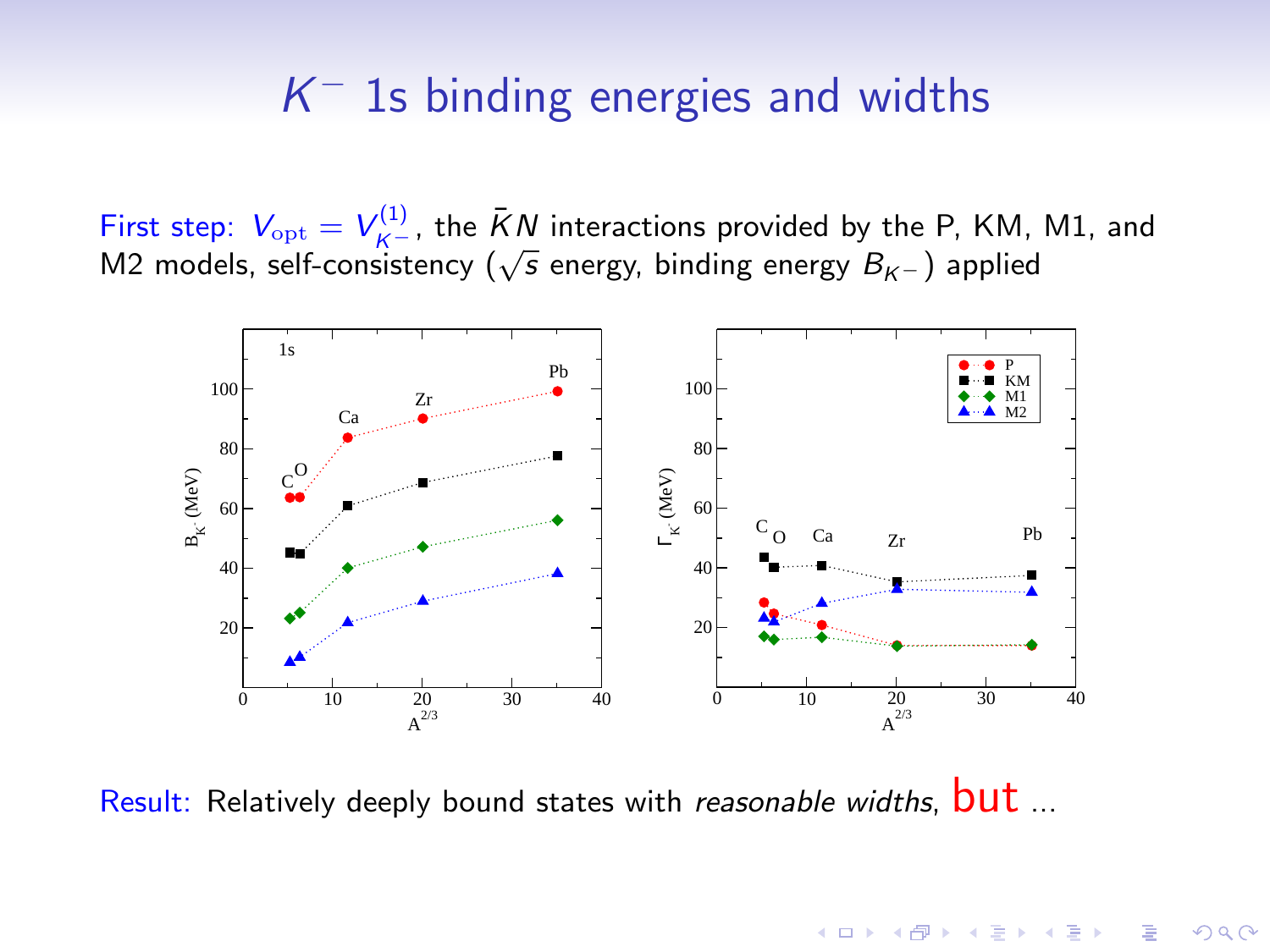# $K^-$ 1s binding energies and widths

First step: $V_{\rm opt} = V^{(1)}_{K^-}$, the $\bar{K}N$ interactions provided by the P, KM, M1, and M2 models, self-consistency ($\sqrt{s}$ energy, binding energy $B_{K^-}$) applied

Result: Relatively deeply bound states with *reasonable widths*, but ...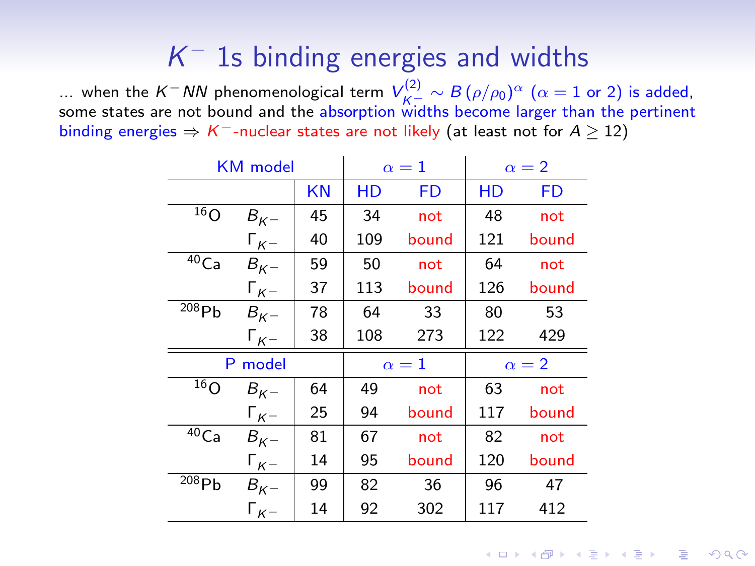# $K^-$ 1s binding energies and widths

... when the $K^-NN$ phenomenological term $V_{K^-}^{(2)} \sim B\,(\rho/\rho_0)^\alpha$ ($\alpha = 1$ or 2) is added, some states are not bound and the absorption widths become larger than the pertinent binding energies $\Rightarrow$ $K^-$-nuclear states are not likely (at least not for $A \geq 12$)

| KM model | | | $\alpha=1$ | | $\alpha=2$ | |
|---|---|---|---|---|---|---|
| | | KN | HD | FD | HD | FD |
| $^{16}$O | $B_{K^-}$ | 45 | 34 | not | 48 | not |
| | $\Gamma_{K^-}$ | 40 | 109 | bound | 121 | bound |
| $^{40}$Ca | $B_{K^-}$ | 59 | 50 | not | 64 | not |
| | $\Gamma_{K^-}$ | 37 | 113 | bound | 126 | bound |
| $^{208}$Pb | $B_{K^-}$ | 78 | 64 | 33 | 80 | 53 |
| | $\Gamma_{K^-}$ | 38 | 108 | 273 | 122 | 429 |
| **P model** | | | $\alpha=1$ | | $\alpha=2$ | |
| $^{16}$O | $B_{K^-}$ | 64 | 49 | not | 63 | not |
| | $\Gamma_{K^-}$ | 25 | 94 | bound | 117 | bound |
| $^{40}$Ca | $B_{K^-}$ | 81 | 67 | not | 82 | not |
| | $\Gamma_{K^-}$ | 14 | 95 | bound | 120 | bound |
| $^{208}$Pb | $B_{K^-}$ | 99 | 82 | 36 | 96 | 47 |
| | $\Gamma_{K^-}$ | 14 | 92 | 302 | 117 | 412 |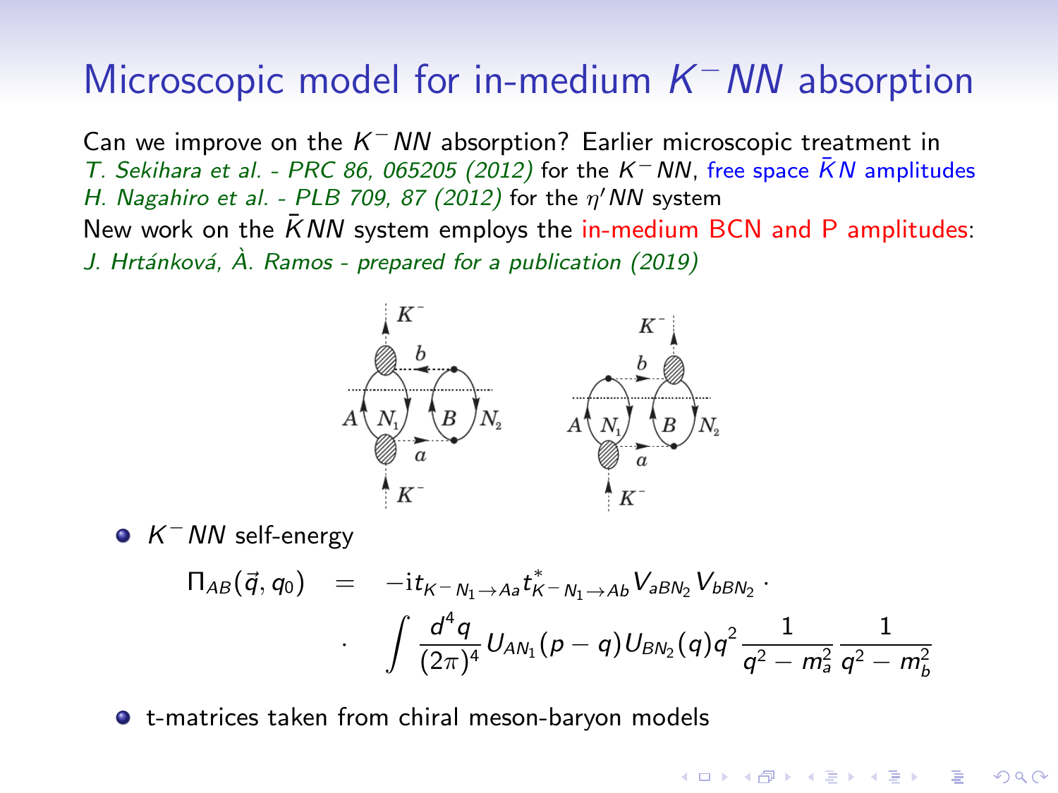# Microscopic model for in-medium $K^- NN$ absorption

Can we improve on the $K^- NN$ absorption? Earlier microscopic treatment in
*T. Sekihara et al. - PRC 86, 065205 (2012)* for the $K^- NN$, free space $\bar{K}N$ amplitudes
*H. Nagahiro et al. - PLB 709, 87 (2012)* for the $\eta' NN$ system
New work on the $\bar{K}NN$ system employs the in-medium BCN and P amplitudes:
*J. Hrtánková, À. Ramos - prepared for a publication (2019)*

- $K^- NN$ self-energy

$$\Pi_{AB}(\vec{q}, q_0) = -\mathrm{i} t_{K^- N_1 \to Aa} t^*_{K^- N_1 \to Ab} V_{aBN_2} V_{bBN_2} \cdot \cdot \int \frac{d^4 q}{(2\pi)^4} U_{AN_1}(p-q) U_{BN_2}(q) q^2 \frac{1}{q^2 - m_a^2} \frac{1}{q^2 - m_b^2}$$

- t-matrices taken from chiral meson-baryon models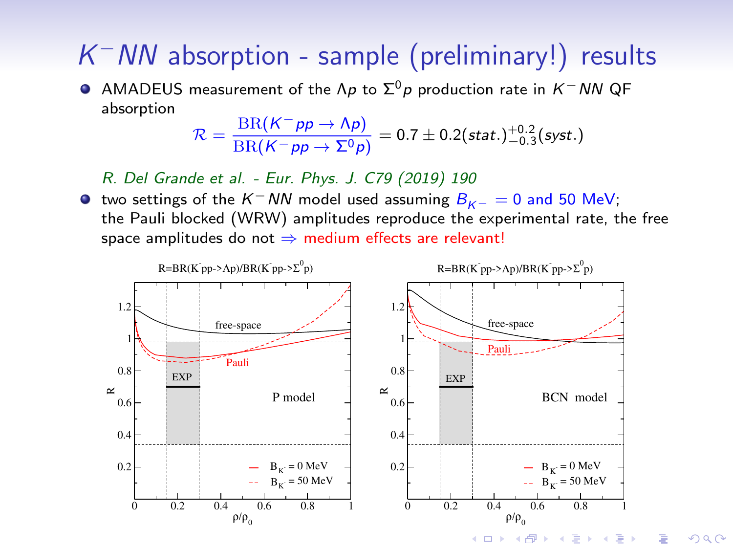# $K^- NN$ absorption - sample (preliminary!) results

- AMADEUS measurement of the $\Lambda p$ to $\Sigma^0 p$ production rate in $K^- NN$ QF absorption

$$\mathcal{R} = \frac{\mathrm{BR}(K^- pp \to \Lambda p)}{\mathrm{BR}(K^- pp \to \Sigma^0 p)} = 0.7 \pm 0.2(stat.)^{+0.2}_{-0.3}(syst.)$$

  *R. Del Grande et al. - Eur. Phys. J. C79 (2019) 190*

- two settings of the $K^- NN$ model used assuming $B_{K^-} = 0$ and $50$ MeV; the Pauli blocked (WRW) amplitudes reproduce the experimental rate, the free space amplitudes do not $\Rightarrow$ medium effects are relevant!

R=BR(K⁻pp->Λp)/BR(K⁻pp->Σ⁰p) — P model

R=BR(K⁻pp->Λp)/BR(K⁻pp->Σ⁰p) — BCN model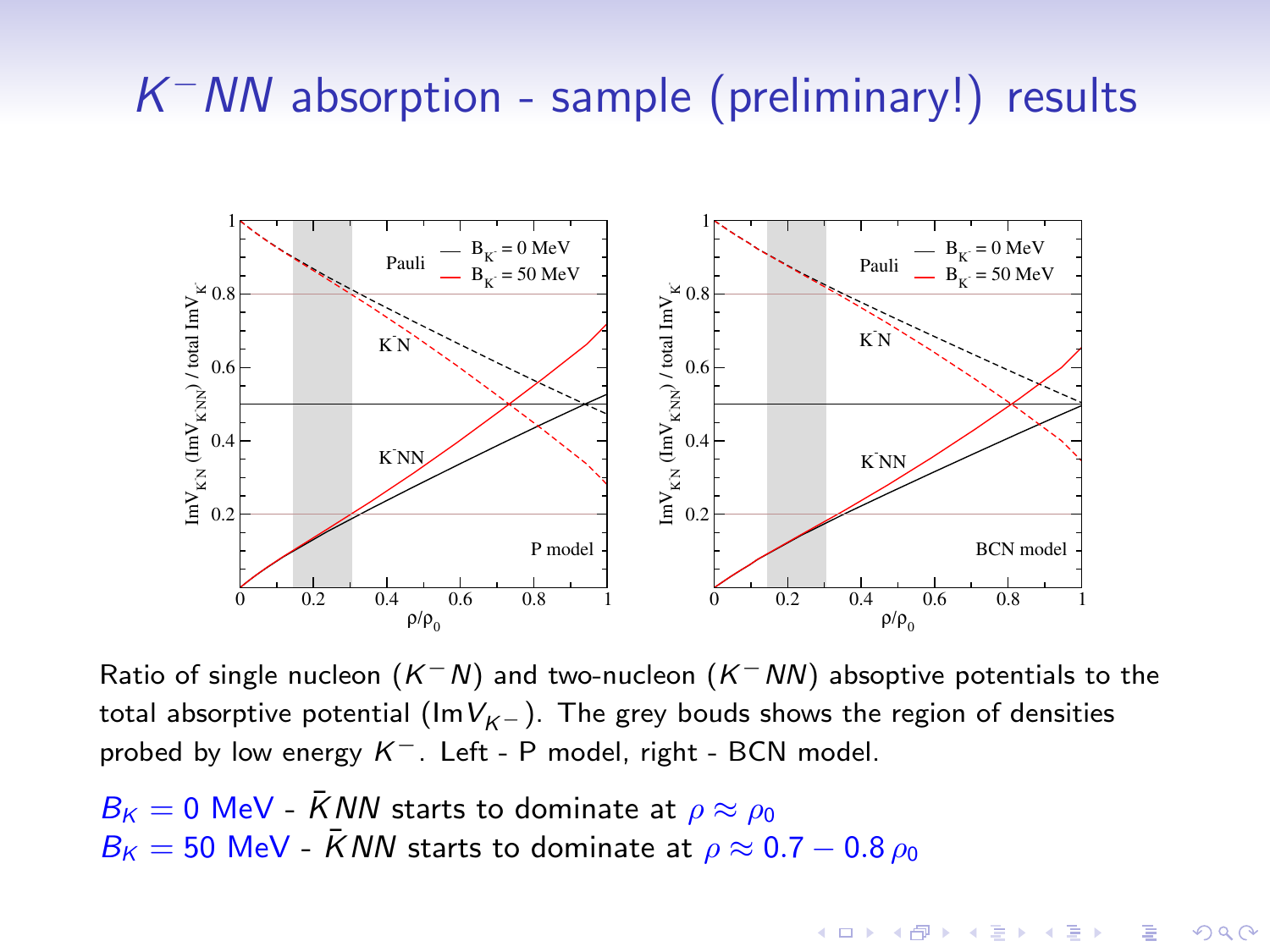# $K^- NN$ absorption - sample (preliminary!) results

Ratio of single nucleon ($K^- N$) and two-nucleon ($K^- NN$) absoptive potentials to the total absorptive potential ($\mathrm{Im} V_{K^-}$). The grey bouds shows the region of densities probed by low energy $K^-$. Left - P model, right - BCN model.

$B_K = 0$ MeV - $\bar{K}NN$ starts to dominate at $\rho \approx \rho_0$
$B_K = 50$ MeV - $\bar{K}NN$ starts to dominate at $\rho \approx 0.7 - 0.8\,\rho_0$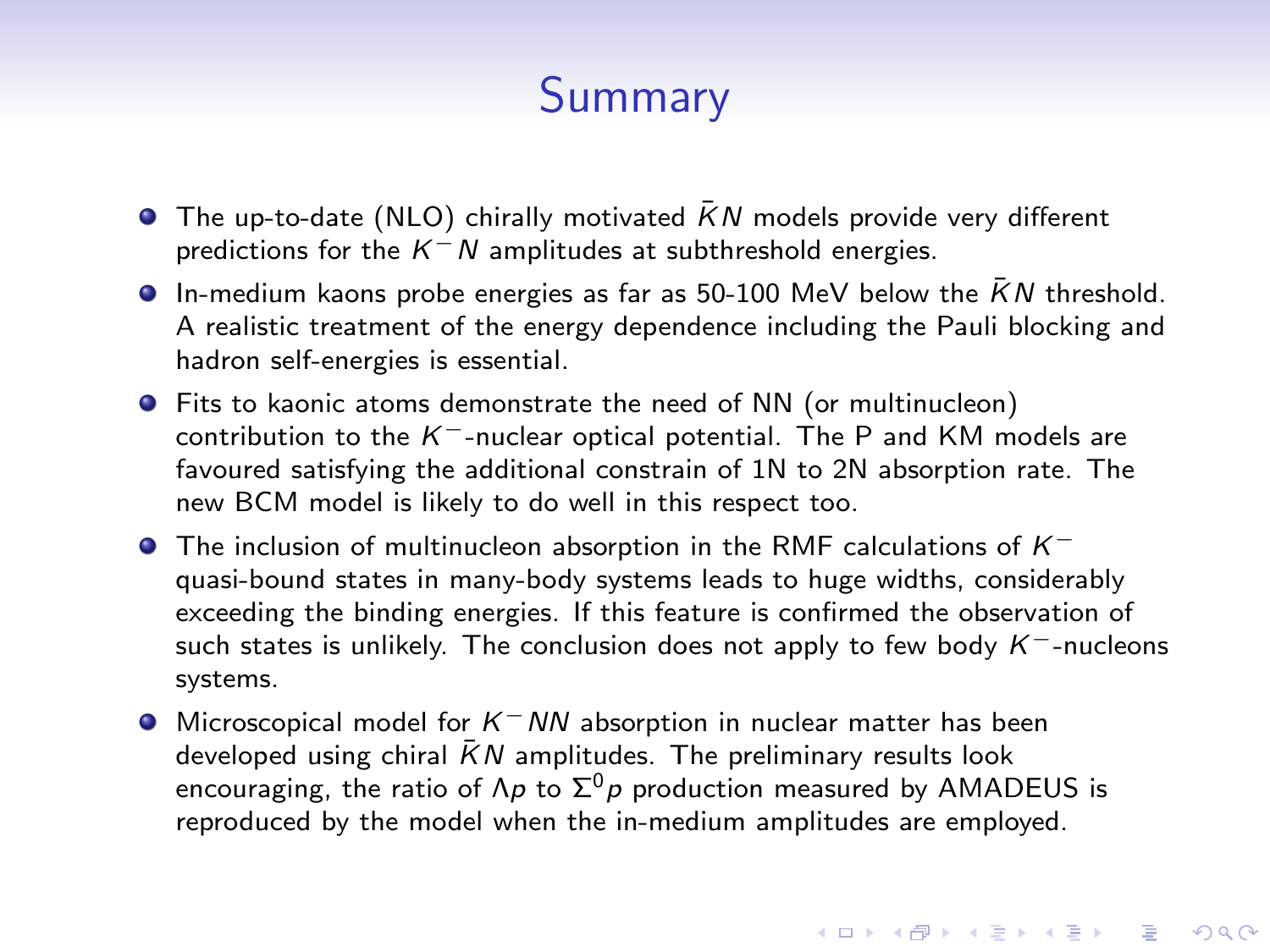# Summary

- The up-to-date (NLO) chirally motivated $\bar{K}N$ models provide very different predictions for the $K^-N$ amplitudes at subthreshold energies.
- In-medium kaons probe energies as far as 50-100 MeV below the $\bar{K}N$ threshold. A realistic treatment of the energy dependence including the Pauli blocking and hadron self-energies is essential.
- Fits to kaonic atoms demonstrate the need of NN (or multinucleon) contribution to the $K^-$-nuclear optical potential. The P and KM models are favoured satisfying the additional constrain of 1N to 2N absorption rate. The new BCM model is likely to do well in this respect too.
- The inclusion of multinucleon absorption in the RMF calculations of $K^-$ quasi-bound states in many-body systems leads to huge widths, considerably exceeding the binding energies. If this feature is confirmed the observation of such states is unlikely. The conclusion does not apply to few body $K^-$-nucleons systems.
- Microscopical model for $K^-NN$ absorption in nuclear matter has been developed using chiral $\bar{K}N$ amplitudes. The preliminary results look encouraging, the ratio of $\Lambda p$ to $\Sigma^0 p$ production measured by AMADEUS is reproduced by the model when the in-medium amplitudes are employed.